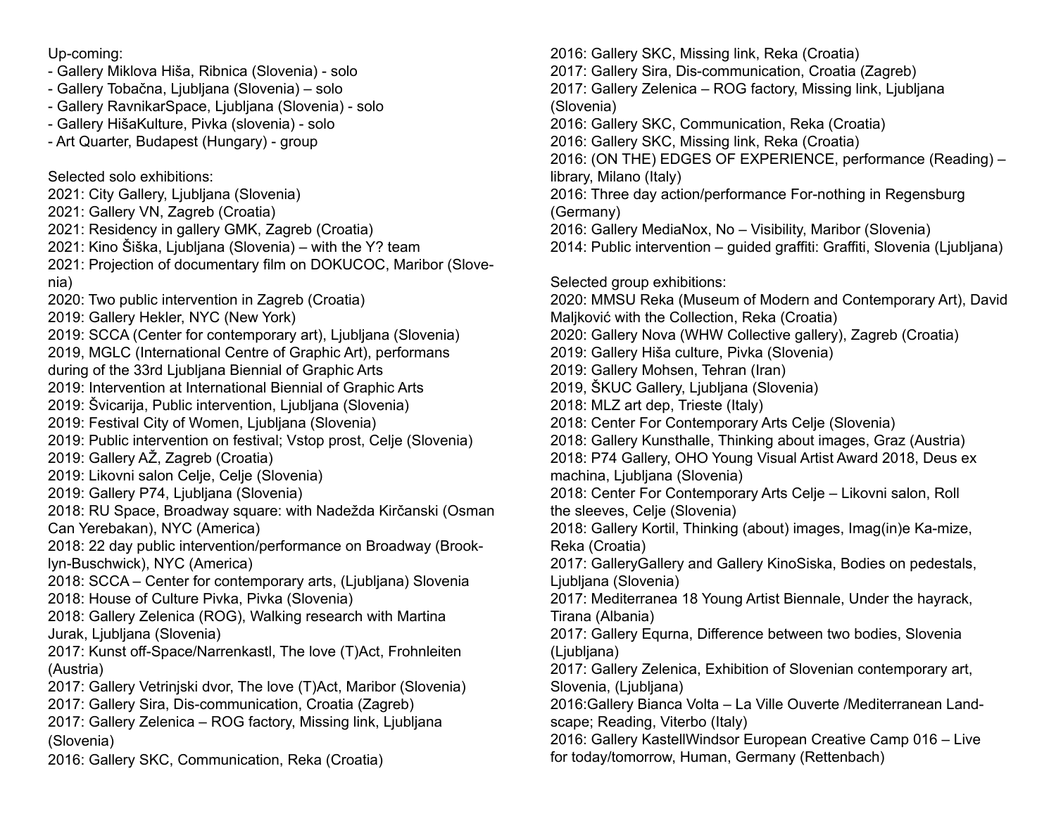Up-coming:

- Gallery Miklova Hiša, Ribnica (Slovenia) - solo
- Gallery Tobačna, Ljubljana (Slovenia) – solo
- Gallery RavnikarSpace, Ljubljana (Slovenia) - solo
- Gallery HišaKulture, Pivka (slovenia) - solo
- Art Quarter, Budapest (Hungary) - group

Selected solo exhibitions:

2021: City Gallery, Ljubljana (Slovenia)
2021: Gallery VN, Zagreb (Croatia)
2021: Residency in gallery GMK, Zagreb (Croatia)
2021: Kino Šiška, Ljubljana (Slovenia) – with the Y? team
2021: Projection of documentary film on DOKUCOC, Maribor (Slovenia)
2020: Two public intervention in Zagreb (Croatia)
2019: Gallery Hekler, NYC (New York)
2019: SCCA (Center for contemporary art), Ljubljana (Slovenia)
2019, MGLC (International Centre of Graphic Art), performans during of the 33rd Ljubljana Biennial of Graphic Arts
2019: Intervention at International Biennial of Graphic Arts
2019: Švicarija, Public intervention, Ljubljana (Slovenia)
2019: Festival City of Women, Ljubljana (Slovenia)
2019: Public intervention on festival; Vstop prost, Celje (Slovenia)
2019: Gallery AŽ, Zagreb (Croatia)
2019: Likovni salon Celje, Celje (Slovenia)
2019: Gallery P74, Ljubljana (Slovenia)
2018: RU Space, Broadway square: with Nadežda Kirčanski (Osman Can Yerebakan), NYC (America)
2018: 22 day public intervention/performance on Broadway (Brooklyn-Buschwick), NYC (America)
2018: SCCA – Center for contemporary arts, (Ljubljana) Slovenia
2018: House of Culture Pivka, Pivka (Slovenia)
2018: Gallery Zelenica (ROG), Walking research with Martina Jurak, Ljubljana (Slovenia)
2017: Kunst off-Space/Narrenkastl, The love (T)Act, Frohnleiten (Austria)
2017: Gallery Vetrinjski dvor, The love (T)Act, Maribor (Slovenia)
2017: Gallery Sira, Dis-communication, Croatia (Zagreb)
2017: Gallery Zelenica – ROG factory, Missing link, Ljubljana (Slovenia)
2016: Gallery SKC, Communication, Reka (Croatia)
2016: Gallery SKC, Missing link, Reka (Croatia)
2017: Gallery Sira, Dis-communication, Croatia (Zagreb)
2017: Gallery Zelenica – ROG factory, Missing link, Ljubljana (Slovenia)
2016: Gallery SKC, Communication, Reka (Croatia)
2016: Gallery SKC, Missing link, Reka (Croatia)
2016: (ON THE) EDGES OF EXPERIENCE, performance (Reading) – library, Milano (Italy)
2016: Three day action/performance For-nothing in Regensburg (Germany)
2016: Gallery MediaNox, No – Visibility, Maribor (Slovenia)
2014: Public intervention – guided graffiti: Graffiti, Slovenia (Ljubljana)

Selected group exhibitions:

2020: MMSU Reka (Museum of Modern and Contemporary Art), David Maljković with the Collection, Reka (Croatia)
2020: Gallery Nova (WHW Collective gallery), Zagreb (Croatia)
2019: Gallery Hiša culture, Pivka (Slovenia)
2019: Gallery Mohsen, Tehran (Iran)
2019, ŠKUC Gallery, Ljubljana (Slovenia)
2018: MLZ art dep, Trieste (Italy)
2018: Center For Contemporary Arts Celje (Slovenia)
2018: Gallery Kunsthalle, Thinking about images, Graz (Austria)
2018: P74 Gallery, OHO Young Visual Artist Award 2018, Deus ex machina, Ljubljana (Slovenia)
2018: Center For Contemporary Arts Celje – Likovni salon, Roll the sleeves, Celje (Slovenia)
2018: Gallery Kortil, Thinking (about) images, Imag(in)e Ka-mize, Reka (Croatia)
2017: GalleryGallery and Gallery KinoSiska, Bodies on pedestals, Ljubljana (Slovenia)
2017: Mediterranea 18 Young Artist Biennale, Under the hayrack, Tirana (Albania)
2017: Gallery Equrna, Difference between two bodies, Slovenia (Ljubljana)
2017: Gallery Zelenica, Exhibition of Slovenian contemporary art, Slovenia, (Ljubljana)
2016:Gallery Bianca Volta – La Ville Ouverte /Mediterranean Landscape; Reading, Viterbo (Italy)
2016: Gallery KastellWindsor European Creative Camp 016 – Live for today/tomorrow, Human, Germany (Rettenbach)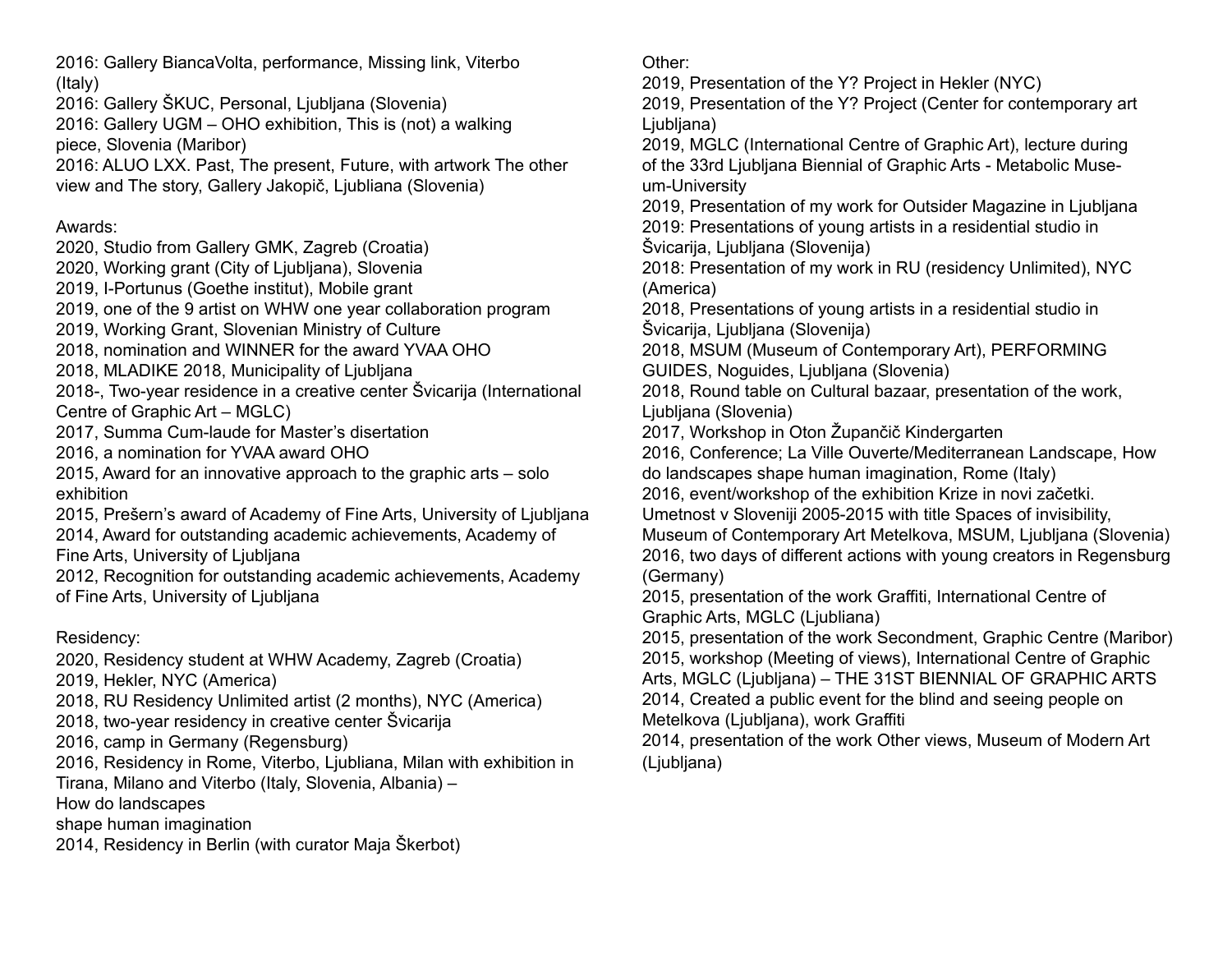2016: Gallery BiancaVolta, performance, Missing link, Viterbo (Italy)
2016: Gallery ŠKUC, Personal, Ljubljana (Slovenia)
2016: Gallery UGM – OHO exhibition, This is (not) a walking piece, Slovenia (Maribor)
2016: ALUO LXX. Past, The present, Future, with artwork The other view and The story, Gallery Jakopič, Ljubliana (Slovenia)

Awards:
2020, Studio from Gallery GMK, Zagreb (Croatia)
2020, Working grant (City of Ljubljana), Slovenia
2019, I-Portunus (Goethe institut), Mobile grant
2019, one of the 9 artist on WHW one year collaboration program
2019, Working Grant, Slovenian Ministry of Culture
2018, nomination and WINNER for the award YVAA OHO
2018, MLADIKE 2018, Municipality of Ljubljana
2018-, Two-year residence in a creative center Švicarija (International Centre of Graphic Art – MGLC)
2017, Summa Cum-laude for Master's disertation
2016, a nomination for YVAA award OHO
2015, Award for an innovative approach to the graphic arts – solo exhibition
2015, Prešern's award of Academy of Fine Arts, University of Ljubljana
2014, Award for outstanding academic achievements, Academy of Fine Arts, University of Ljubljana
2012, Recognition for outstanding academic achievements, Academy of Fine Arts, University of Ljubljana

Residency:
2020, Residency student at WHW Academy, Zagreb (Croatia)
2019, Hekler, NYC (America)
2018, RU Residency Unlimited artist (2 months), NYC (America)
2018, two-year residency in creative center Švicarija
2016, camp in Germany (Regensburg)
2016, Residency in Rome, Viterbo, Ljubliana, Milan with exhibition in Tirana, Milano and Viterbo (Italy, Slovenia, Albania) –
How do landscapes
shape human imagination
2014, Residency in Berlin (with curator Maja Škerbot)

Other:
2019, Presentation of the Y? Project in Hekler (NYC)
2019, Presentation of the Y? Project (Center for contemporary art Ljubljana)
2019, MGLC (International Centre of Graphic Art), lecture during of the 33rd Ljubljana Biennial of Graphic Arts - Metabolic Museum-University
2019, Presentation of my work for Outsider Magazine in Ljubljana
2019: Presentations of young artists in a residential studio in Švicarija, Ljubljana (Slovenija)
2018: Presentation of my work in RU (residency Unlimited), NYC (America)
2018, Presentations of young artists in a residential studio in Švicarija, Ljubljana (Slovenija)
2018, MSUM (Museum of Contemporary Art), PERFORMING GUIDES, Noguides, Ljubljana (Slovenia)
2018, Round table on Cultural bazaar, presentation of the work, Ljubljana (Slovenia)
2017, Workshop in Oton Župančič Kindergarten
2016, Conference; La Ville Ouverte/Mediterranean Landscape, How do landscapes shape human imagination, Rome (Italy)
2016, event/workshop of the exhibition Krize in novi začetki. Umetnost v Sloveniji 2005-2015 with title Spaces of invisibility, Museum of Contemporary Art Metelkova, MSUM, Ljubljana (Slovenia)
2016, two days of different actions with young creators in Regensburg (Germany)
2015, presentation of the work Graffiti, International Centre of Graphic Arts, MGLC (Ljubliana)
2015, presentation of the work Secondment, Graphic Centre (Maribor)
2015, workshop (Meeting of views), International Centre of Graphic Arts, MGLC (Ljubljana) – THE 31ST BIENNIAL OF GRAPHIC ARTS
2014, Created a public event for the blind and seeing people on Metelkova (Ljubljana), work Graffiti
2014, presentation of the work Other views, Museum of Modern Art (Ljubljana)